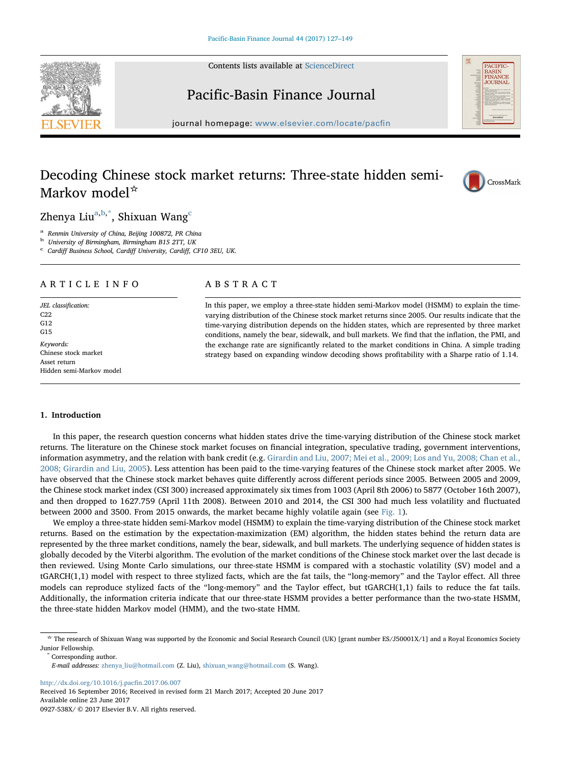# Decoding Chinese stock market returns: Three-state hidden semi-Markov model☆

Zhenya Liu[a,b,*], Shixuan Wang[c]

[a] Renmin University of China, Beijing 100872, PR China
[b] University of Birmingham, Birmingham B15 2TT, UK
[c] Cardiff Business School, Cardiff University, Cardiff, CF10 3EU, UK.

## ARTICLE INFO

*JEL classification:*
C22
G12
G15

*Keywords:*
Chinese stock market
Asset return
Hidden semi-Markov model

## ABSTRACT

In this paper, we employ a three-state hidden semi-Markov model (HSMM) to explain the time-varying distribution of the Chinese stock market returns since 2005. Our results indicate that the time-varying distribution depends on the hidden states, which are represented by three market conditions, namely the bear, sidewalk, and bull markets. We find that the inflation, the PMI, and the exchange rate are significantly related to the market conditions in China. A simple trading strategy based on expanding window decoding shows profitability with a Sharpe ratio of 1.14.

## 1. Introduction

In this paper, the research question concerns what hidden states drive the time-varying distribution of the Chinese stock market returns. The literature on the Chinese stock market focuses on financial integration, speculative trading, government interventions, information asymmetry, and the relation with bank credit (e.g. Girardin and Liu, 2007; Mei et al., 2009; Los and Yu, 2008; Chan et al., 2008; Girardin and Liu, 2005). Less attention has been paid to the time-varying features of the Chinese stock market after 2005. We have observed that the Chinese stock market behaves quite differently across different periods since 2005. Between 2005 and 2009, the Chinese stock market index (CSI 300) increased approximately six times from 1003 (April 8th 2006) to 5877 (October 16th 2007), and then dropped to 1627.759 (April 11th 2008). Between 2010 and 2014, the CSI 300 had much less volatility and fluctuated between 2000 and 3500. From 2015 onwards, the market became highly volatile again (see Fig. 1).

We employ a three-state hidden semi-Markov model (HSMM) to explain the time-varying distribution of the Chinese stock market returns. Based on the estimation by the expectation-maximization (EM) algorithm, the hidden states behind the return data are represented by the three market conditions, namely the bear, sidewalk, and bull markets. The underlying sequence of hidden states is globally decoded by the Viterbi algorithm. The evolution of the market conditions of the Chinese stock market over the last decade is then reviewed. Using Monte Carlo simulations, our three-state HSMM is compared with a stochastic volatility (SV) model and a tGARCH(1,1) model with respect to three stylized facts, which are the fat tails, the "long-memory" and the Taylor effect. All three models can reproduce stylized facts of the "long-memory" and the Taylor effect, but tGARCH(1,1) fails to reduce the fat tails. Additionally, the information criteria indicate that our three-state HSMM provides a better performance than the two-state HSMM, the three-state hidden Markov model (HMM), and the two-state HMM.

☆ The research of Shixuan Wang was supported by the Economic and Social Research Council (UK) [grant number ES/J50001X/1] and a Royal Economics Society Junior Fellowship.

\* Corresponding author.

*E-mail addresses:* zhenya_liu@hotmail.com (Z. Liu), shixuan_wang@hotmail.com (S. Wang).

http://dx.doi.org/10.1016/j.pacfin.2017.06.007
Received 16 September 2016; Received in revised form 21 March 2017; Accepted 20 June 2017
Available online 23 June 2017
0927-538X/ © 2017 Elsevier B.V. All rights reserved.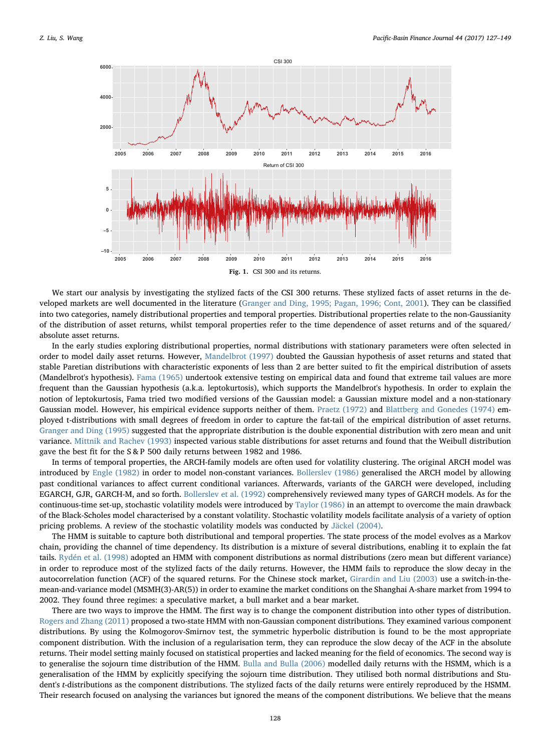Fig. 1. CSI 300 and its returns.

We start our analysis by investigating the stylized facts of the CSI 300 returns. These stylized facts of asset returns in the developed markets are well documented in the literature (Granger and Ding, 1995; Pagan, 1996; Cont, 2001). They can be classified into two categories, namely distributional properties and temporal properties. Distributional properties relate to the non-Gaussianity of the distribution of asset returns, whilst temporal properties refer to the time dependence of asset returns and of the squared/absolute asset returns.

In the early studies exploring distributional properties, normal distributions with stationary parameters were often selected in order to model daily asset returns. However, Mandelbrot (1997) doubted the Gaussian hypothesis of asset returns and stated that stable Paretian distributions with characteristic exponents of less than 2 are better suited to fit the empirical distribution of assets (Mandelbrot's hypothesis). Fama (1965) undertook extensive testing on empirical data and found that extreme tail values are more frequent than the Gaussian hypothesis (a.k.a. leptokurtosis), which supports the Mandelbrot's hypothesis. In order to explain the notion of leptokurtosis, Fama tried two modified versions of the Gaussian model: a Gaussian mixture model and a non-stationary Gaussian model. However, his empirical evidence supports neither of them. Praetz (1972) and Blattberg and Gonedes (1974) employed t-distributions with small degrees of freedom in order to capture the fat-tail of the empirical distribution of asset returns. Granger and Ding (1995) suggested that the appropriate distribution is the double exponential distribution with zero mean and unit variance. Mittnik and Rachev (1993) inspected various stable distributions for asset returns and found that the Weibull distribution gave the best fit for the S & P 500 daily returns between 1982 and 1986.

In terms of temporal properties, the ARCH-family models are often used for volatility clustering. The original ARCH model was introduced by Engle (1982) in order to model non-constant variances. Bollerslev (1986) generalised the ARCH model by allowing past conditional variances to affect current conditional variances. Afterwards, variants of the GARCH were developed, including EGARCH, GJR, GARCH-M, and so forth. Bollerslev et al. (1992) comprehensively reviewed many types of GARCH models. As for the continuous-time set-up, stochastic volatility models were introduced by Taylor (1986) in an attempt to overcome the main drawback of the Black-Scholes model characterised by a constant volatility. Stochastic volatility models facilitate analysis of a variety of option pricing problems. A review of the stochastic volatility models was conducted by Jäckel (2004).

The HMM is suitable to capture both distributional and temporal properties. The state process of the model evolves as a Markov chain, providing the channel of time dependency. Its distribution is a mixture of several distributions, enabling it to explain the fat tails. Rydén et al. (1998) adopted an HMM with component distributions as normal distributions (zero mean but different variance) in order to reproduce most of the stylized facts of the daily returns. However, the HMM fails to reproduce the slow decay in the autocorrelation function (ACF) of the squared returns. For the Chinese stock market, Girardin and Liu (2003) use a switch-in-the-mean-and-variance model (MSMH(3)-AR(5)) in order to examine the market conditions on the Shanghai A-share market from 1994 to 2002. They found three regimes: a speculative market, a bull market and a bear market.

There are two ways to improve the HMM. The first way is to change the component distribution into other types of distribution. Rogers and Zhang (2011) proposed a two-state HMM with non-Gaussian component distributions. They examined various component distributions. By using the Kolmogorov-Smirnov test, the symmetric hyperbolic distribution is found to be the most appropriate component distribution. With the inclusion of a regularisation term, they can reproduce the slow decay of the ACF in the absolute returns. Their model setting mainly focused on statistical properties and lacked meaning for the field of economics. The second way is to generalise the sojourn time distribution of the HMM. Bulla and Bulla (2006) modelled daily returns with the HSMM, which is a generalisation of the HMM by explicitly specifying the sojourn time distribution. They utilised both normal distributions and Student's *t*-distributions as the component distributions. The stylized facts of the daily returns were entirely reproduced by the HSMM. Their research focused on analysing the variances but ignored the means of the component distributions. We believe that the means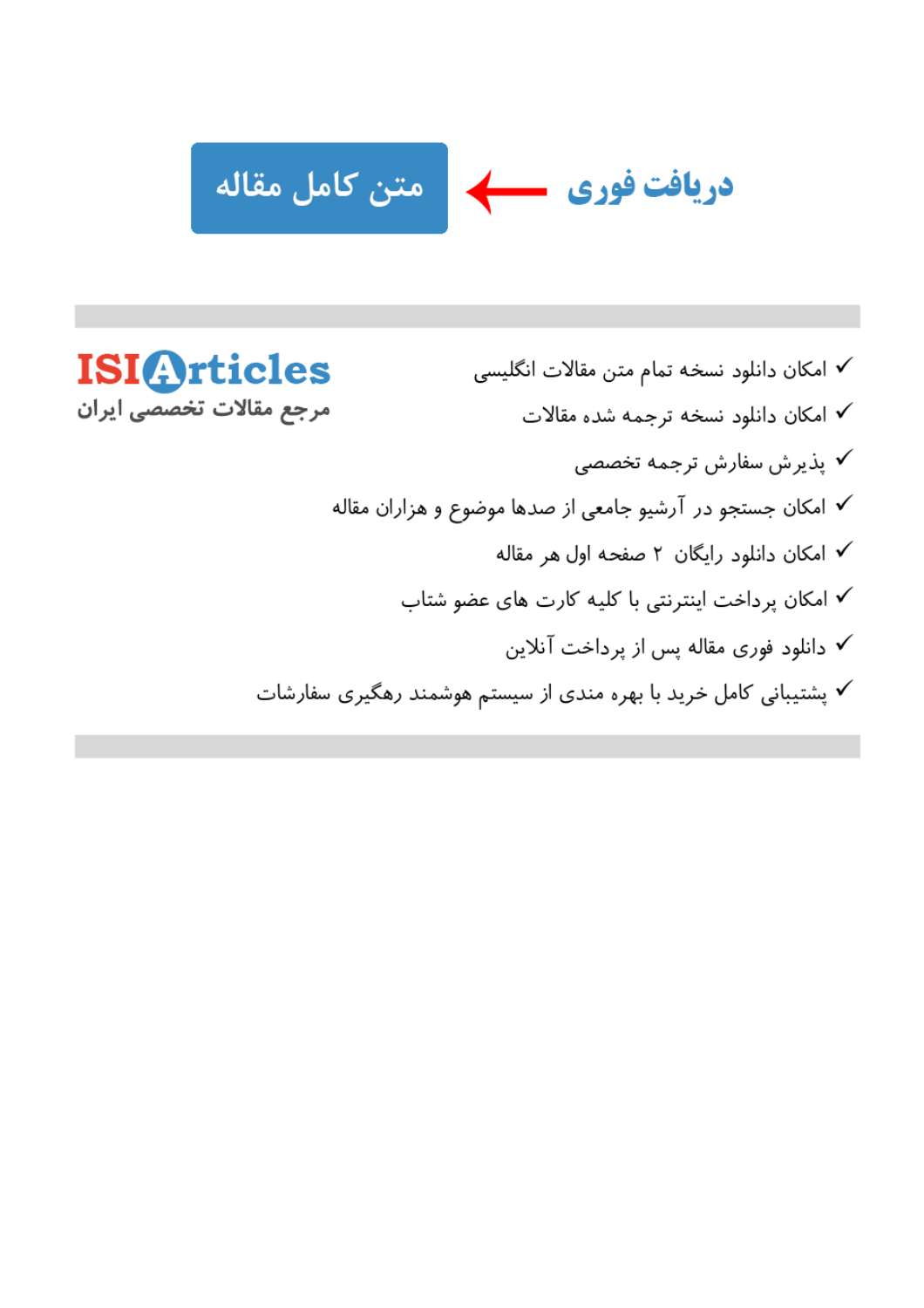دریافت فوری ← **متن کامل مقاله**

**ISIArticles**
مرجع مقالات تخصصی ایران

- ✓ امکان دانلود نسخه تمام متن مقالات انگلیسی
- ✓ امکان دانلود نسخه ترجمه شده مقالات
- ✓ پذیرش سفارش ترجمه تخصصی
- ✓ امکان جستجو در آرشیو جامعی از صدها موضوع و هزاران مقاله
- ✓ امکان دانلود رایگان ۲ صفحه اول هر مقاله
- ✓ امکان پرداخت اینترنتی با کلیه کارت های عضو شتاب
- ✓ دانلود فوری مقاله پس از پرداخت آنلاین
- ✓ پشتیبانی کامل خرید با بهره مندی از سیستم هوشمند رهگیری سفارشات